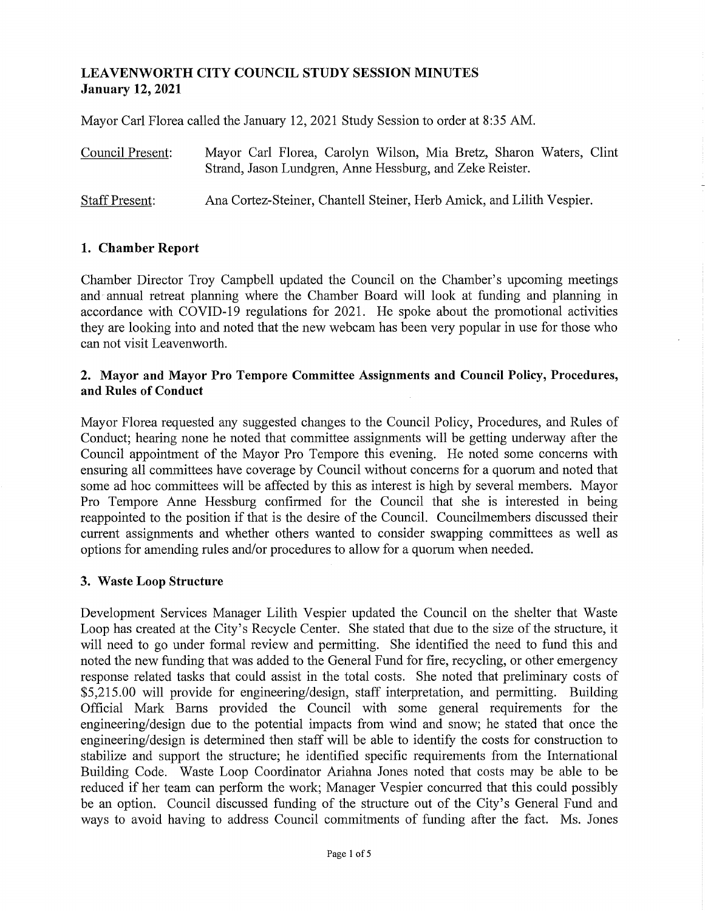# LEAVENWORTH CITY COUNCIL STUDY SESSION MINUTES
**January 12, 2021**

Mayor Carl Florea called the January 12, 2021 Study Session to order at 8:35 AM.

Council Present: Mayor Carl Florea, Carolyn Wilson, Mia Bretz, Sharon Waters, Clint Strand, Jason Lundgren, Anne Hessburg, and Zeke Reister.

Staff Present: Ana Cortez-Steiner, Chantell Steiner, Herb Amick, and Lilith Vespier.

## 1. Chamber Report

Chamber Director Troy Campbell updated the Council on the Chamber's upcoming meetings and annual retreat planning where the Chamber Board will look at funding and planning in accordance with COVID-19 regulations for 2021. He spoke about the promotional activities they are looking into and noted that the new webcam has been very popular in use for those who can not visit Leavenworth.

## 2. Mayor and Mayor Pro Tempore Committee Assignments and Council Policy, Procedures, and Rules of Conduct

Mayor Florea requested any suggested changes to the Council Policy, Procedures, and Rules of Conduct; hearing none he noted that committee assignments will be getting underway after the Council appointment of the Mayor Pro Tempore this evening. He noted some concerns with ensuring all committees have coverage by Council without concerns for a quorum and noted that some ad hoc committees will be affected by this as interest is high by several members. Mayor Pro Tempore Anne Hessburg confirmed for the Council that she is interested in being reappointed to the position if that is the desire of the Council. Councilmembers discussed their current assignments and whether others wanted to consider swapping committees as well as options for amending rules and/or procedures to allow for a quorum when needed.

## 3. Waste Loop Structure

Development Services Manager Lilith Vespier updated the Council on the shelter that Waste Loop has created at the City's Recycle Center. She stated that due to the size of the structure, it will need to go under formal review and permitting. She identified the need to fund this and noted the new funding that was added to the General Fund for fire, recycling, or other emergency response related tasks that could assist in the total costs. She noted that preliminary costs of $5,215.00 will provide for engineering/design, staff interpretation, and permitting. Building Official Mark Barns provided the Council with some general requirements for the engineering/design due to the potential impacts from wind and snow; he stated that once the engineering/design is determined then staff will be able to identify the costs for construction to stabilize and support the structure; he identified specific requirements from the International Building Code. Waste Loop Coordinator Ariahna Jones noted that costs may be able to be reduced if her team can perform the work; Manager Vespier concurred that this could possibly be an option. Council discussed funding of the structure out of the City's General Fund and ways to avoid having to address Council commitments of funding after the fact. Ms. Jones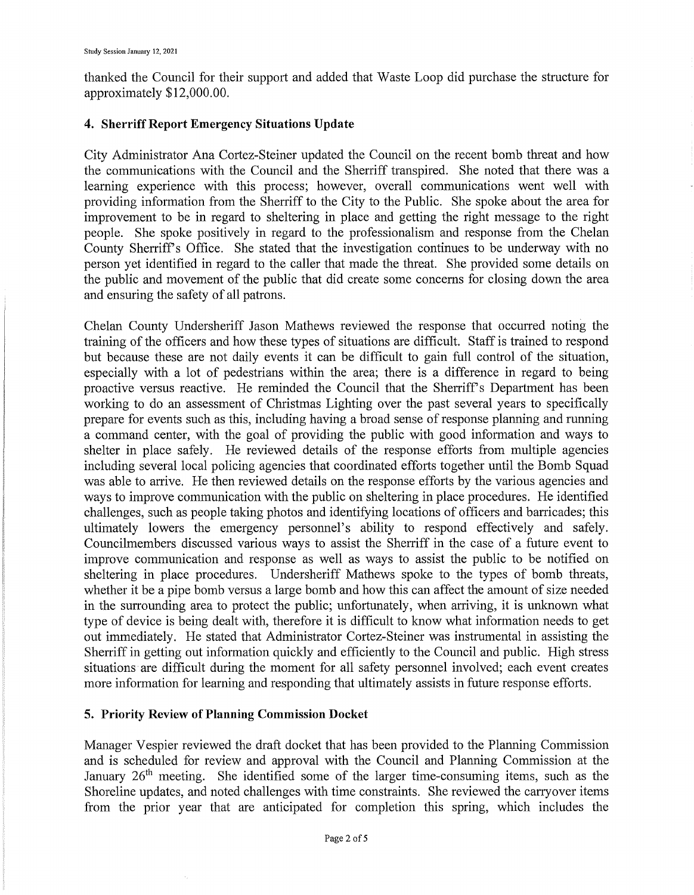thanked the Council for their support and added that Waste Loop did purchase the structure for approximately $12,000.00.

**4. Sherriff Report Emergency Situations Update**

City Administrator Ana Cortez-Steiner updated the Council on the recent bomb threat and how the communications with the Council and the Sherriff transpired. She noted that there was a learning experience with this process; however, overall communications went well with providing information from the Sherriff to the City to the Public. She spoke about the area for improvement to be in regard to sheltering in place and getting the right message to the right people. She spoke positively in regard to the professionalism and response from the Chelan County Sherriff's Office. She stated that the investigation continues to be underway with no person yet identified in regard to the caller that made the threat. She provided some details on the public and movement of the public that did create some concerns for closing down the area and ensuring the safety of all patrons.

Chelan County Undersheriff Jason Mathews reviewed the response that occurred noting the training of the officers and how these types of situations are difficult. Staff is trained to respond but because these are not daily events it can be difficult to gain full control of the situation, especially with a lot of pedestrians within the area; there is a difference in regard to being proactive versus reactive. He reminded the Council that the Sherriff's Department has been working to do an assessment of Christmas Lighting over the past several years to specifically prepare for events such as this, including having a broad sense of response planning and running a command center, with the goal of providing the public with good information and ways to shelter in place safely. He reviewed details of the response efforts from multiple agencies including several local policing agencies that coordinated efforts together until the Bomb Squad was able to arrive. He then reviewed details on the response efforts by the various agencies and ways to improve communication with the public on sheltering in place procedures. He identified challenges, such as people taking photos and identifying locations of officers and barricades; this ultimately lowers the emergency personnel's ability to respond effectively and safely. Councilmembers discussed various ways to assist the Sherriff in the case of a future event to improve communication and response as well as ways to assist the public to be notified on sheltering in place procedures. Undersheriff Mathews spoke to the types of bomb threats, whether it be a pipe bomb versus a large bomb and how this can affect the amount of size needed in the surrounding area to protect the public; unfortunately, when arriving, it is unknown what type of device is being dealt with, therefore it is difficult to know what information needs to get out immediately. He stated that Administrator Cortez-Steiner was instrumental in assisting the Sherriff in getting out information quickly and efficiently to the Council and public. High stress situations are difficult during the moment for all safety personnel involved; each event creates more information for learning and responding that ultimately assists in future response efforts.

**5. Priority Review of Planning Commission Docket**

Manager Vespier reviewed the draft docket that has been provided to the Planning Commission and is scheduled for review and approval with the Council and Planning Commission at the January 26th meeting. She identified some of the larger time-consuming items, such as the Shoreline updates, and noted challenges with time constraints. She reviewed the carryover items from the prior year that are anticipated for completion this spring, which includes the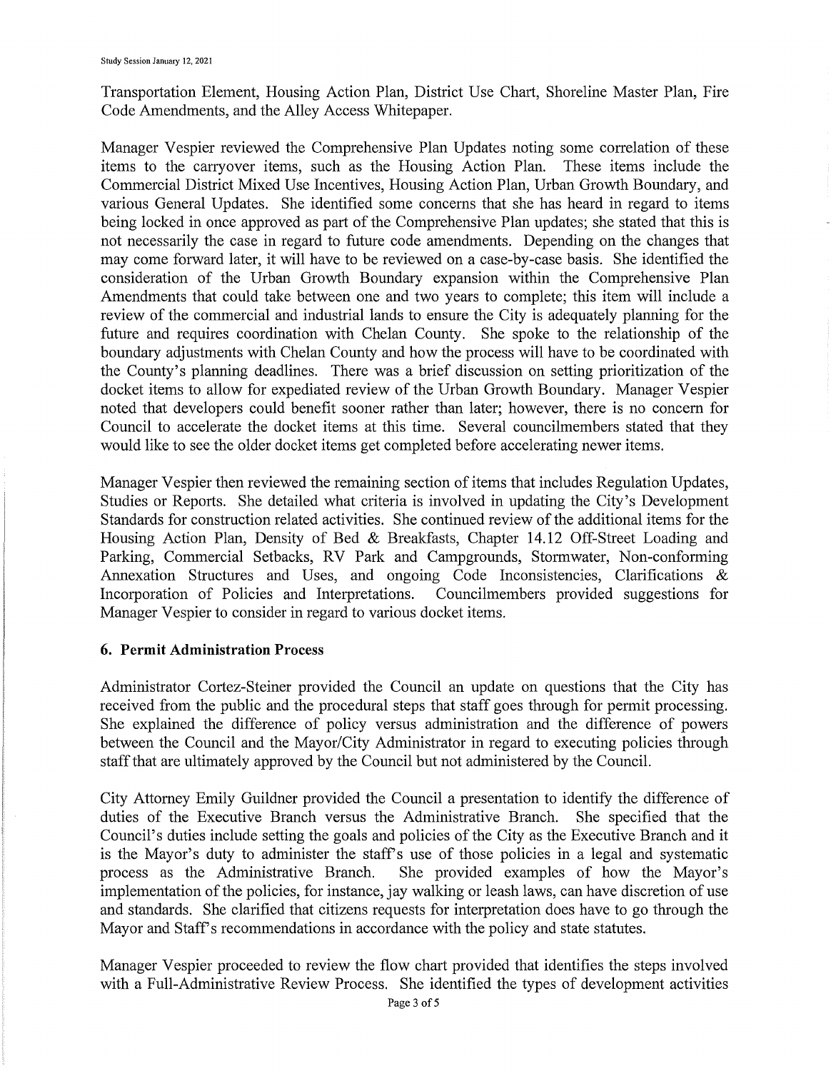Transportation Element, Housing Action Plan, District Use Chart, Shoreline Master Plan, Fire Code Amendments, and the Alley Access Whitepaper.

Manager Vespier reviewed the Comprehensive Plan Updates noting some correlation of these items to the carryover items, such as the Housing Action Plan. These items include the Commercial District Mixed Use Incentives, Housing Action Plan, Urban Growth Boundary, and various General Updates. She identified some concerns that she has heard in regard to items being locked in once approved as part of the Comprehensive Plan updates; she stated that this is not necessarily the case in regard to future code amendments. Depending on the changes that may come forward later, it will have to be reviewed on a case-by-case basis. She identified the consideration of the Urban Growth Boundary expansion within the Comprehensive Plan Amendments that could take between one and two years to complete; this item will include a review of the commercial and industrial lands to ensure the City is adequately planning for the future and requires coordination with Chelan County. She spoke to the relationship of the boundary adjustments with Chelan County and how the process will have to be coordinated with the County's planning deadlines. There was a brief discussion on setting prioritization of the docket items to allow for expediated review of the Urban Growth Boundary. Manager Vespier noted that developers could benefit sooner rather than later; however, there is no concern for Council to accelerate the docket items at this time. Several councilmembers stated that they would like to see the older docket items get completed before accelerating newer items.

Manager Vespier then reviewed the remaining section of items that includes Regulation Updates, Studies or Reports. She detailed what criteria is involved in updating the City's Development Standards for construction related activities. She continued review of the additional items for the Housing Action Plan, Density of Bed & Breakfasts, Chapter 14.12 Off-Street Loading and Parking, Commercial Setbacks, RV Park and Campgrounds, Stormwater, Non-conforming Annexation Structures and Uses, and ongoing Code Inconsistencies, Clarifications & Incorporation of Policies and Interpretations. Councilmembers provided suggestions for Manager Vespier to consider in regard to various docket items.

**6. Permit Administration Process**

Administrator Cortez-Steiner provided the Council an update on questions that the City has received from the public and the procedural steps that staff goes through for permit processing. She explained the difference of policy versus administration and the difference of powers between the Council and the Mayor/City Administrator in regard to executing policies through staff that are ultimately approved by the Council but not administered by the Council.

City Attorney Emily Guildner provided the Council a presentation to identify the difference of duties of the Executive Branch versus the Administrative Branch. She specified that the Council's duties include setting the goals and policies of the City as the Executive Branch and it is the Mayor's duty to administer the staff's use of those policies in a legal and systematic process as the Administrative Branch. She provided examples of how the Mayor's implementation of the policies, for instance, jay walking or leash laws, can have discretion of use and standards. She clarified that citizens requests for interpretation does have to go through the Mayor and Staff's recommendations in accordance with the policy and state statutes.

Manager Vespier proceeded to review the flow chart provided that identifies the steps involved with a Full-Administrative Review Process. She identified the types of development activities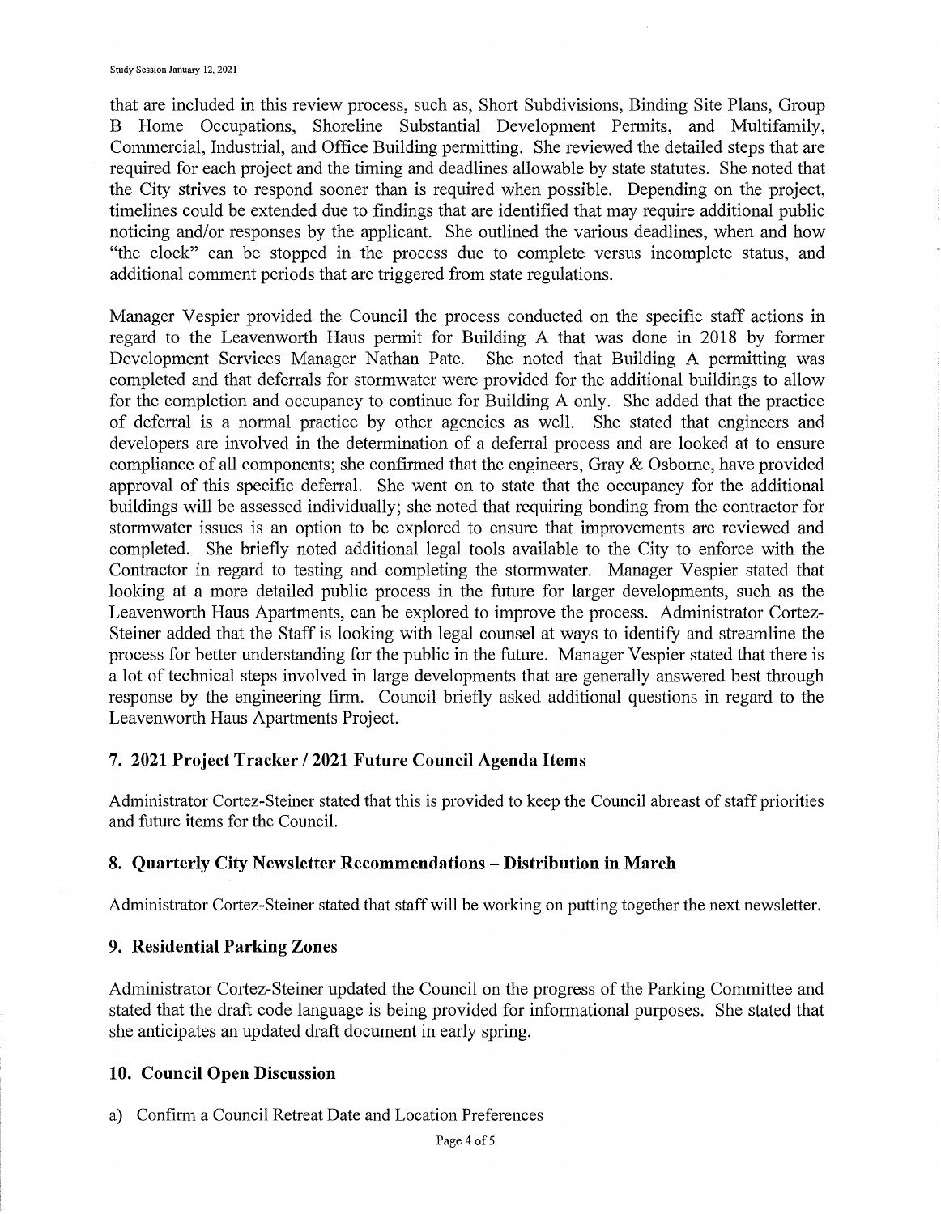that are included in this review process, such as, Short Subdivisions, Binding Site Plans, Group B Home Occupations, Shoreline Substantial Development Permits, and Multifamily, Commercial, Industrial, and Office Building permitting. She reviewed the detailed steps that are required for each project and the timing and deadlines allowable by state statutes. She noted that the City strives to respond sooner than is required when possible. Depending on the project, timelines could be extended due to findings that are identified that may require additional public noticing and/or responses by the applicant. She outlined the various deadlines, when and how "the clock" can be stopped in the process due to complete versus incomplete status, and additional comment periods that are triggered from state regulations.

Manager Vespier provided the Council the process conducted on the specific staff actions in regard to the Leavenworth Haus permit for Building A that was done in 2018 by former Development Services Manager Nathan Pate. She noted that Building A permitting was completed and that deferrals for stormwater were provided for the additional buildings to allow for the completion and occupancy to continue for Building A only. She added that the practice of deferral is a normal practice by other agencies as well. She stated that engineers and developers are involved in the determination of a deferral process and are looked at to ensure compliance of all components; she confirmed that the engineers, Gray & Osborne, have provided approval of this specific deferral. She went on to state that the occupancy for the additional buildings will be assessed individually; she noted that requiring bonding from the contractor for stormwater issues is an option to be explored to ensure that improvements are reviewed and completed. She briefly noted additional legal tools available to the City to enforce with the Contractor in regard to testing and completing the stormwater. Manager Vespier stated that looking at a more detailed public process in the future for larger developments, such as the Leavenworth Haus Apartments, can be explored to improve the process. Administrator Cortez-Steiner added that the Staff is looking with legal counsel at ways to identify and streamline the process for better understanding for the public in the future. Manager Vespier stated that there is a lot of technical steps involved in large developments that are generally answered best through response by the engineering firm. Council briefly asked additional questions in regard to the Leavenworth Haus Apartments Project.

## 7. 2021 Project Tracker / 2021 Future Council Agenda Items

Administrator Cortez-Steiner stated that this is provided to keep the Council abreast of staff priorities and future items for the Council.

## 8. Quarterly City Newsletter Recommendations – Distribution in March

Administrator Cortez-Steiner stated that staff will be working on putting together the next newsletter.

## 9. Residential Parking Zones

Administrator Cortez-Steiner updated the Council on the progress of the Parking Committee and stated that the draft code language is being provided for informational purposes. She stated that she anticipates an updated draft document in early spring.

## 10. Council Open Discussion

a) Confirm a Council Retreat Date and Location Preferences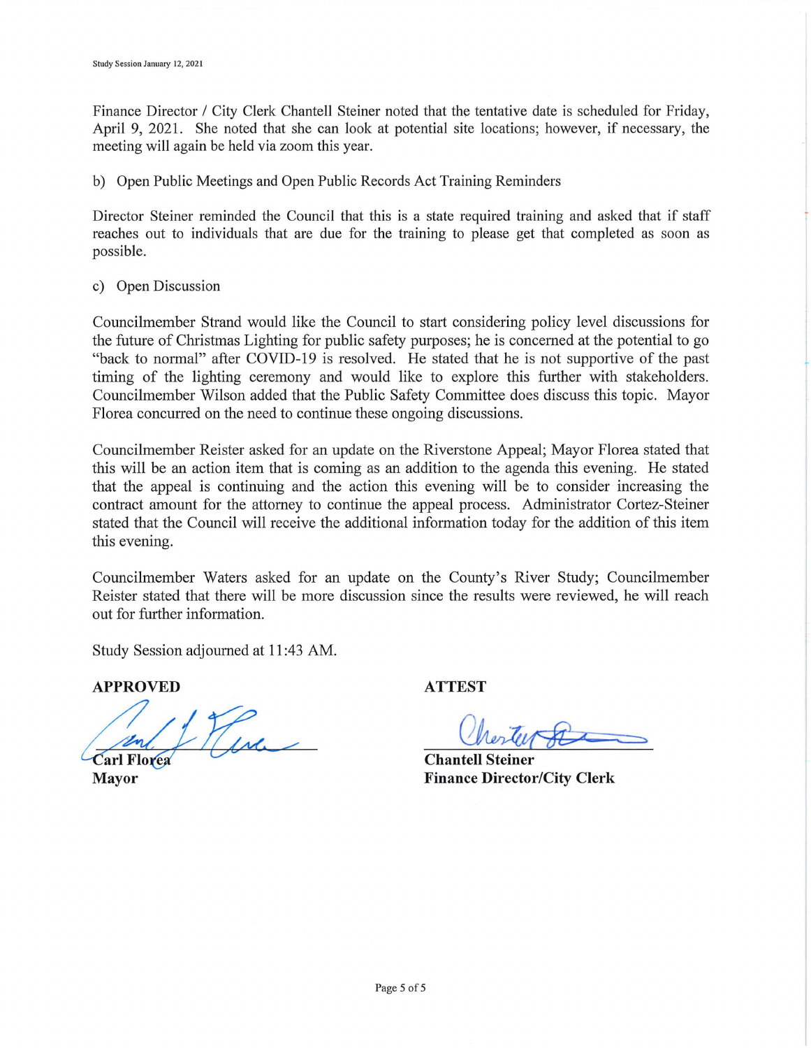Finance Director / City Clerk Chantell Steiner noted that the tentative date is scheduled for Friday, April 9, 2021. She noted that she can look at potential site locations; however, if necessary, the meeting will again be held via zoom this year.

b) Open Public Meetings and Open Public Records Act Training Reminders

Director Steiner reminded the Council that this is a state required training and asked that if staff reaches out to individuals that are due for the training to please get that completed as soon as possible.

c) Open Discussion

Councilmember Strand would like the Council to start considering policy level discussions for the future of Christmas Lighting for public safety purposes; he is concerned at the potential to go "back to normal" after COVID-19 is resolved. He stated that he is not supportive of the past timing of the lighting ceremony and would like to explore this further with stakeholders. Councilmember Wilson added that the Public Safety Committee does discuss this topic. Mayor Florea concurred on the need to continue these ongoing discussions.

Councilmember Reister asked for an update on the Riverstone Appeal; Mayor Florea stated that this will be an action item that is coming as an addition to the agenda this evening. He stated that the appeal is continuing and the action this evening will be to consider increasing the contract amount for the attorney to continue the appeal process. Administrator Cortez-Steiner stated that the Council will receive the additional information today for the addition of this item this evening.

Councilmember Waters asked for an update on the County's River Study; Councilmember Reister stated that there will be more discussion since the results were reviewed, he will reach out for further information.

Study Session adjourned at 11:43 AM.

**APPROVED**

**Carl Florea**
**Mayor**

**ATTEST**

**Chantell Steiner**
**Finance Director/City Clerk**